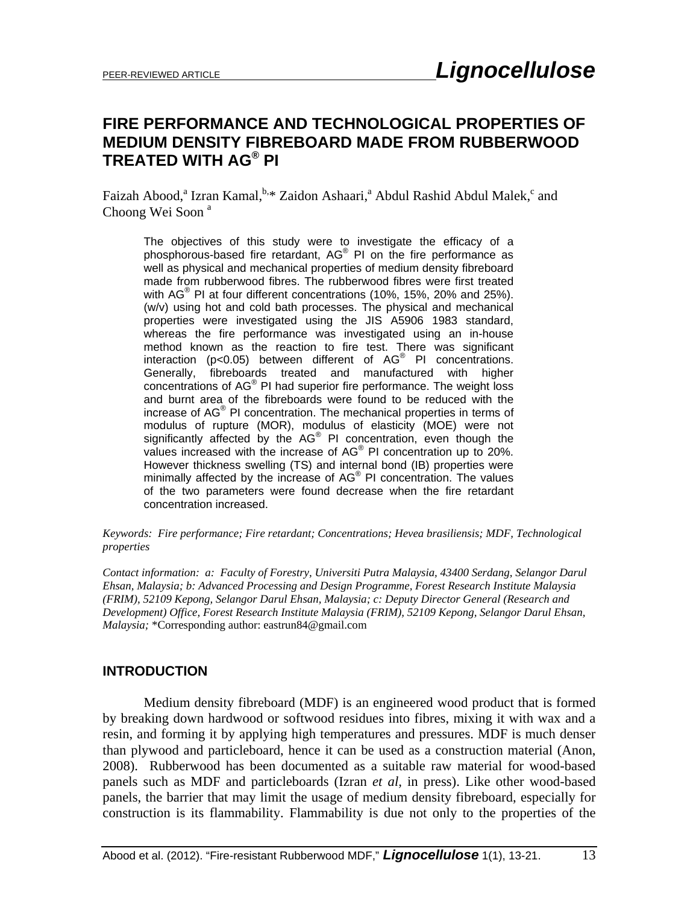PEER-REVIEWED ARTICLE

# FIRE PERFORMANCE AND TECHNOLOGICAL PROPERTIES OF MEDIUM DENSITY FIBREBOARD MADE FROM RUBBERWOOD TREATED WITH AG® PI

Faizah Abood,[a] Izran Kamal,[b,*] Zaidon Ashaari,[a] Abdul Rashid Abdul Malek,[c] and Choong Wei Soon [a]

The objectives of this study were to investigate the efficacy of a phosphorous-based fire retardant, AG® PI on the fire performance as well as physical and mechanical properties of medium density fibreboard made from rubberwood fibres. The rubberwood fibres were first treated with AG® PI at four different concentrations (10%, 15%, 20% and 25%). (w/v) using hot and cold bath processes. The physical and mechanical properties were investigated using the JIS A5906 1983 standard, whereas the fire performance was investigated using an in-house method known as the reaction to fire test. There was significant interaction ($p<0.05$) between different of AG® PI concentrations. Generally, fibreboards treated and manufactured with higher concentrations of AG® PI had superior fire performance. The weight loss and burnt area of the fibreboards were found to be reduced with the increase of AG® PI concentration. The mechanical properties in terms of modulus of rupture (MOR), modulus of elasticity (MOE) were not significantly affected by the AG® PI concentration, even though the values increased with the increase of AG® PI concentration up to 20%. However thickness swelling (TS) and internal bond (IB) properties were minimally affected by the increase of AG® PI concentration. The values of the two parameters were found decrease when the fire retardant concentration increased.

*Keywords: Fire performance; Fire retardant; Concentrations; Hevea brasiliensis; MDF, Technological properties*

*Contact information: a: Faculty of Forestry, Universiti Putra Malaysia, 43400 Serdang, Selangor Darul Ehsan, Malaysia; b: Advanced Processing and Design Programme, Forest Research Institute Malaysia (FRIM), 52109 Kepong, Selangor Darul Ehsan, Malaysia; c: Deputy Director General (Research and Development) Office, Forest Research Institute Malaysia (FRIM), 52109 Kepong, Selangor Darul Ehsan, Malaysia;* *Corresponding author: eastrun84@gmail.com

## INTRODUCTION

Medium density fibreboard (MDF) is an engineered wood product that is formed by breaking down hardwood or softwood residues into fibres, mixing it with wax and a resin, and forming it by applying high temperatures and pressures. MDF is much denser than plywood and particleboard, hence it can be used as a construction material (Anon, 2008). Rubberwood has been documented as a suitable raw material for wood-based panels such as MDF and particleboards (Izran *et al*, in press). Like other wood-based panels, the barrier that may limit the usage of medium density fibreboard, especially for construction is its flammability. Flammability is due not only to the properties of the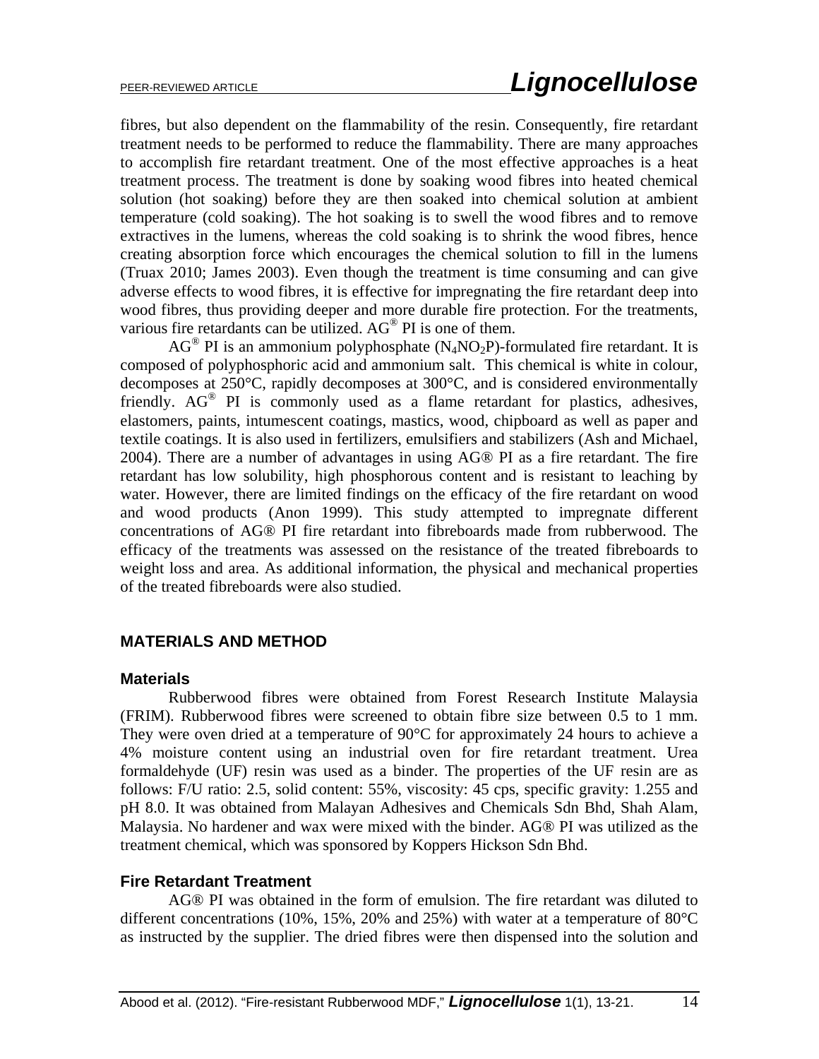fibres, but also dependent on the flammability of the resin. Consequently, fire retardant treatment needs to be performed to reduce the flammability. There are many approaches to accomplish fire retardant treatment. One of the most effective approaches is a heat treatment process. The treatment is done by soaking wood fibres into heated chemical solution (hot soaking) before they are then soaked into chemical solution at ambient temperature (cold soaking). The hot soaking is to swell the wood fibres and to remove extractives in the lumens, whereas the cold soaking is to shrink the wood fibres, hence creating absorption force which encourages the chemical solution to fill in the lumens (Truax 2010; James 2003). Even though the treatment is time consuming and can give adverse effects to wood fibres, it is effective for impregnating the fire retardant deep into wood fibres, thus providing deeper and more durable fire protection. For the treatments, various fire retardants can be utilized. AG® PI is one of them.

AG® PI is an ammonium polyphosphate ($N_4NO_2P$)-formulated fire retardant. It is composed of polyphosphoric acid and ammonium salt. This chemical is white in colour, decomposes at 250°C, rapidly decomposes at 300°C, and is considered environmentally friendly. AG® PI is commonly used as a flame retardant for plastics, adhesives, elastomers, paints, intumescent coatings, mastics, wood, chipboard as well as paper and textile coatings. It is also used in fertilizers, emulsifiers and stabilizers (Ash and Michael, 2004). There are a number of advantages in using AG® PI as a fire retardant. The fire retardant has low solubility, high phosphorous content and is resistant to leaching by water. However, there are limited findings on the efficacy of the fire retardant on wood and wood products (Anon 1999). This study attempted to impregnate different concentrations of AG® PI fire retardant into fibreboards made from rubberwood. The efficacy of the treatments was assessed on the resistance of the treated fibreboards to weight loss and area. As additional information, the physical and mechanical properties of the treated fibreboards were also studied.

## MATERIALS AND METHOD

### Materials

Rubberwood fibres were obtained from Forest Research Institute Malaysia (FRIM). Rubberwood fibres were screened to obtain fibre size between 0.5 to 1 mm. They were oven dried at a temperature of 90°C for approximately 24 hours to achieve a 4% moisture content using an industrial oven for fire retardant treatment. Urea formaldehyde (UF) resin was used as a binder. The properties of the UF resin are as follows: F/U ratio: 2.5, solid content: 55%, viscosity: 45 cps, specific gravity: 1.255 and pH 8.0. It was obtained from Malayan Adhesives and Chemicals Sdn Bhd, Shah Alam, Malaysia. No hardener and wax were mixed with the binder. AG® PI was utilized as the treatment chemical, which was sponsored by Koppers Hickson Sdn Bhd.

### Fire Retardant Treatment

AG® PI was obtained in the form of emulsion. The fire retardant was diluted to different concentrations (10%, 15%, 20% and 25%) with water at a temperature of 80°C as instructed by the supplier. The dried fibres were then dispensed into the solution and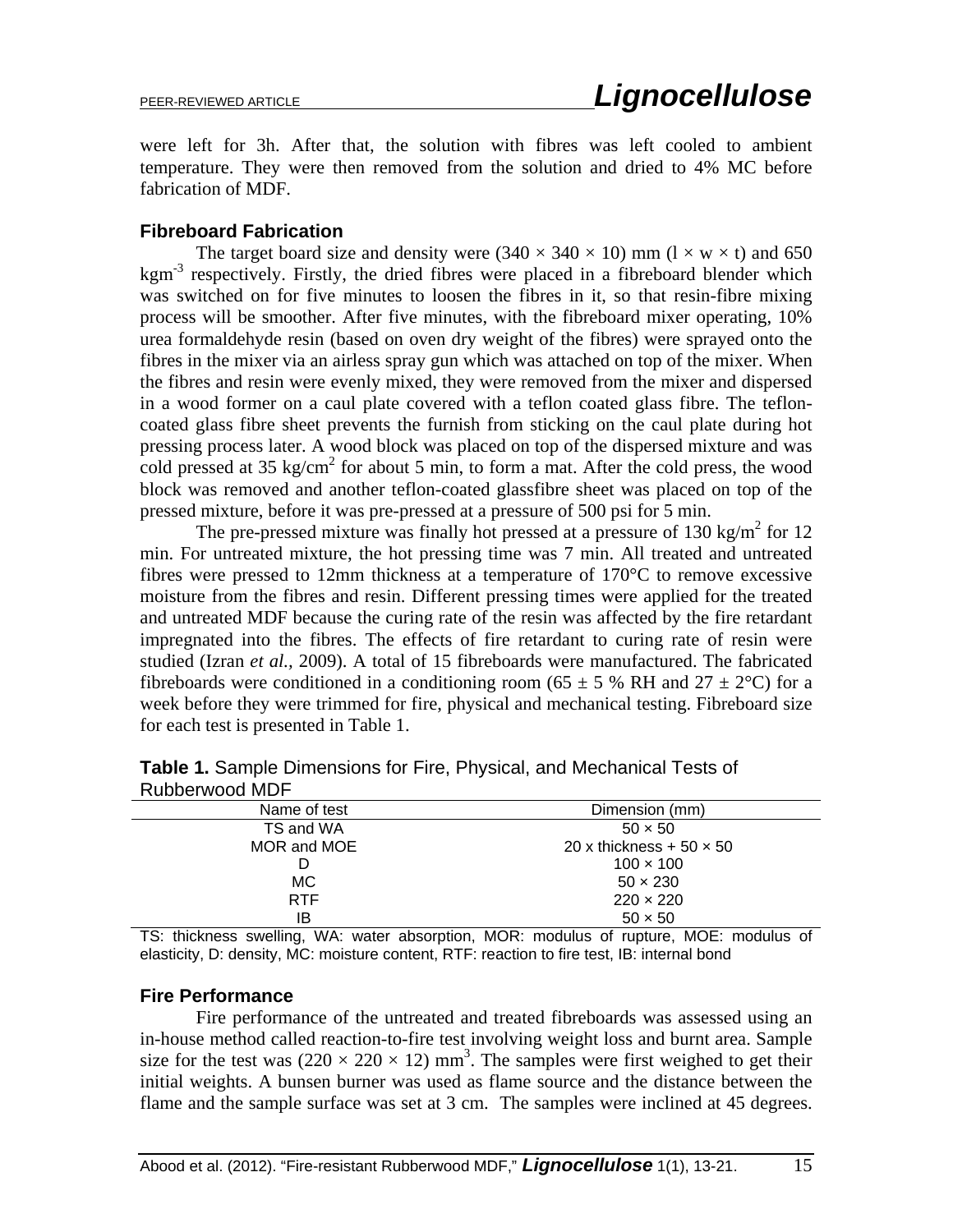were left for 3h. After that, the solution with fibres was left cooled to ambient temperature. They were then removed from the solution and dried to 4% MC before fabrication of MDF.

### Fibreboard Fabrication

The target board size and density were (340 × 340 × 10) mm (l × w × t) and 650 $kgm^{-3}$ respectively. Firstly, the dried fibres were placed in a fibreboard blender which was switched on for five minutes to loosen the fibres in it, so that resin-fibre mixing process will be smoother. After five minutes, with the fibreboard mixer operating, 10% urea formaldehyde resin (based on oven dry weight of the fibres) were sprayed onto the fibres in the mixer via an airless spray gun which was attached on top of the mixer. When the fibres and resin were evenly mixed, they were removed from the mixer and dispersed in a wood former on a caul plate covered with a teflon coated glass fibre. The teflon-coated glass fibre sheet prevents the furnish from sticking on the caul plate during hot pressing process later. A wood block was placed on top of the dispersed mixture and was cold pressed at 35 $kg/cm^2$ for about 5 min, to form a mat. After the cold press, the wood block was removed and another teflon-coated glassfibre sheet was placed on top of the pressed mixture, before it was pre-pressed at a pressure of 500 psi for 5 min.

The pre-pressed mixture was finally hot pressed at a pressure of 130 $kg/m^2$ for 12 min. For untreated mixture, the hot pressing time was 7 min. All treated and untreated fibres were pressed to 12mm thickness at a temperature of 170°C to remove excessive moisture from the fibres and resin. Different pressing times were applied for the treated and untreated MDF because the curing rate of the resin was affected by the fire retardant impregnated into the fibres. The effects of fire retardant to curing rate of resin were studied (Izran *et al.,* 2009). A total of 15 fibreboards were manufactured. The fabricated fibreboards were conditioned in a conditioning room (65 ± 5 % RH and 27 ± 2°C) for a week before they were trimmed for fire, physical and mechanical testing. Fibreboard size for each test is presented in Table 1.

**Table 1.** Sample Dimensions for Fire, Physical, and Mechanical Tests of Rubberwood MDF

| Name of test | Dimension (mm) |
|---|---|
| TS and WA | 50 × 50 |
| MOR and MOE | 20 x thickness + 50 × 50 |
| D | 100 × 100 |
| MC | 50 × 230 |
| RTF | 220 × 220 |
| IB | 50 × 50 |

TS: thickness swelling, WA: water absorption, MOR: modulus of rupture, MOE: modulus of elasticity, D: density, MC: moisture content, RTF: reaction to fire test, IB: internal bond

### Fire Performance

Fire performance of the untreated and treated fibreboards was assessed using an in-house method called reaction-to-fire test involving weight loss and burnt area. Sample size for the test was (220 × 220 × 12) $mm^3$. The samples were first weighed to get their initial weights. A bunsen burner was used as flame source and the distance between the flame and the sample surface was set at 3 cm. The samples were inclined at 45 degrees.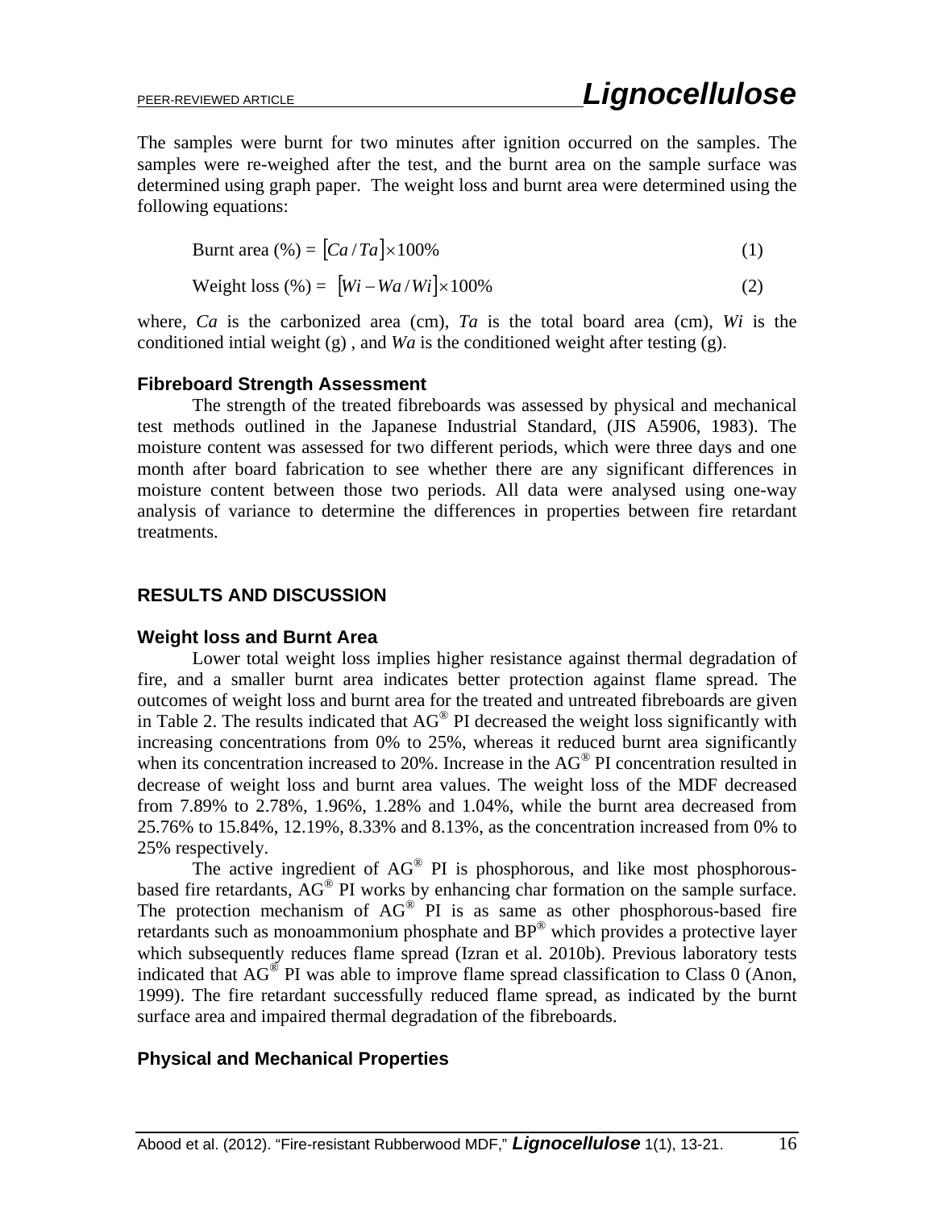The samples were burnt for two minutes after ignition occurred on the samples. The samples were re-weighed after the test, and the burnt area on the sample surface was determined using graph paper. The weight loss and burnt area were determined using the following equations:

$$\text{Burnt area (\%)} = [Ca / Ta] \times 100\% \quad (1)$$

$$\text{Weight loss (\%)} = [Wi - Wa / Wi] \times 100\% \quad (2)$$

where, $Ca$ is the carbonized area (cm), $Ta$ is the total board area (cm), $Wi$ is the conditioned intial weight (g) , and $Wa$ is the conditioned weight after testing (g).

### Fibreboard Strength Assessment

The strength of the treated fibreboards was assessed by physical and mechanical test methods outlined in the Japanese Industrial Standard, (JIS A5906, 1983). The moisture content was assessed for two different periods, which were three days and one month after board fabrication to see whether there are any significant differences in moisture content between those two periods. All data were analysed using one-way analysis of variance to determine the differences in properties between fire retardant treatments.

## RESULTS AND DISCUSSION

### Weight loss and Burnt Area

Lower total weight loss implies higher resistance against thermal degradation of fire, and a smaller burnt area indicates better protection against flame spread. The outcomes of weight loss and burnt area for the treated and untreated fibreboards are given in Table 2. The results indicated that AG® PI decreased the weight loss significantly with increasing concentrations from 0% to 25%, whereas it reduced burnt area significantly when its concentration increased to 20%. Increase in the AG® PI concentration resulted in decrease of weight loss and burnt area values. The weight loss of the MDF decreased from 7.89% to 2.78%, 1.96%, 1.28% and 1.04%, while the burnt area decreased from 25.76% to 15.84%, 12.19%, 8.33% and 8.13%, as the concentration increased from 0% to 25% respectively.

The active ingredient of AG® PI is phosphorous, and like most phosphorous-based fire retardants, AG® PI works by enhancing char formation on the sample surface. The protection mechanism of AG® PI is as same as other phosphorous-based fire retardants such as monoammonium phosphate and BP® which provides a protective layer which subsequently reduces flame spread (Izran et al. 2010b). Previous laboratory tests indicated that AG® PI was able to improve flame spread classification to Class 0 (Anon, 1999). The fire retardant successfully reduced flame spread, as indicated by the burnt surface area and impaired thermal degradation of the fibreboards.

### Physical and Mechanical Properties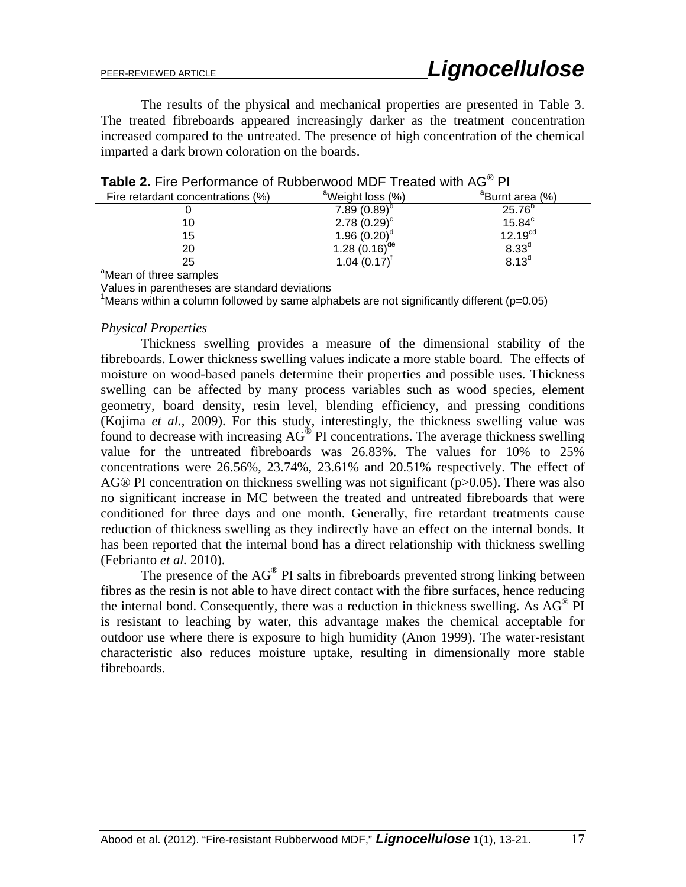The results of the physical and mechanical properties are presented in Table 3. The treated fibreboards appeared increasingly darker as the treatment concentration increased compared to the untreated. The presence of high concentration of the chemical imparted a dark brown coloration on the boards.

**Table 2.** Fire Performance of Rubberwood MDF Treated with AG® PI

| Fire retardant concentrations (%) | [a]Weight loss (%) | [a]Burnt area (%) |
|---|---|---|
| 0 | 7.89 (0.89)[b] | 25.76[b] |
| 10 | 2.78 (0.29)[c] | 15.84[c] |
| 15 | 1.96 (0.20)[d] | 12.19[cd] |
| 20 | 1.28 (0.16)[de] | 8.33[d] |
| 25 | 1.04 (0.17)[f] | 8.13[d] |

[a]Mean of three samples

Values in parentheses are standard deviations

[1]Means within a column followed by same alphabets are not significantly different ($p=0.05$)

*Physical Properties*

Thickness swelling provides a measure of the dimensional stability of the fibreboards. Lower thickness swelling values indicate a more stable board. The effects of moisture on wood-based panels determine their properties and possible uses. Thickness swelling can be affected by many process variables such as wood species, element geometry, board density, resin level, blending efficiency, and pressing conditions (Kojima *et al.*, 2009). For this study, interestingly, the thickness swelling value was found to decrease with increasing AG® PI concentrations. The average thickness swelling value for the untreated fibreboards was 26.83%. The values for 10% to 25% concentrations were 26.56%, 23.74%, 23.61% and 20.51% respectively. The effect of AG® PI concentration on thickness swelling was not significant ($p>0.05$). There was also no significant increase in MC between the treated and untreated fibreboards that were conditioned for three days and one month. Generally, fire retardant treatments cause reduction of thickness swelling as they indirectly have an effect on the internal bonds. It has been reported that the internal bond has a direct relationship with thickness swelling (Febrianto *et al.* 2010).

The presence of the AG® PI salts in fibreboards prevented strong linking between fibres as the resin is not able to have direct contact with the fibre surfaces, hence reducing the internal bond. Consequently, there was a reduction in thickness swelling. As AG® PI is resistant to leaching by water, this advantage makes the chemical acceptable for outdoor use where there is exposure to high humidity (Anon 1999). The water-resistant characteristic also reduces moisture uptake, resulting in dimensionally more stable fibreboards.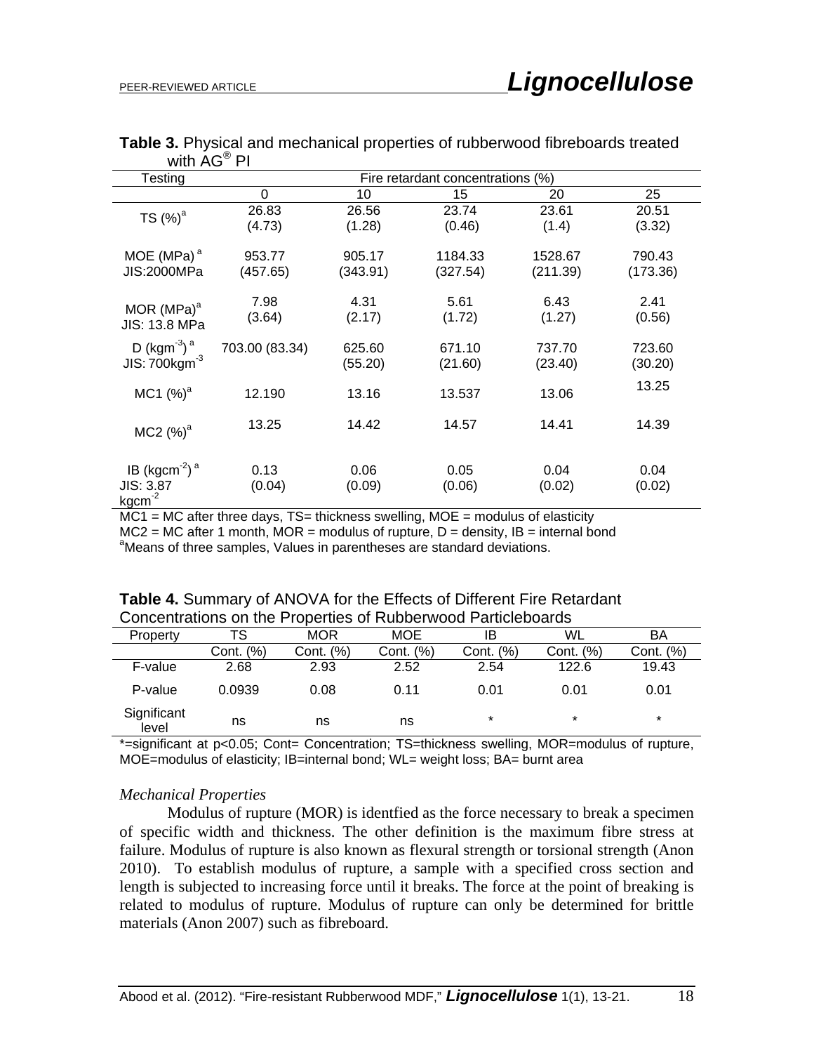**Table 3.** Physical and mechanical properties of rubberwood fibreboards treated with AG® PI

| Testing | Fire retardant concentrations (%) | | | | |
|---|---|---|---|---|---|
| | 0 | 10 | 15 | 20 | 25 |
| TS (%)[a] | 26.83 (4.73) | 26.56 (1.28) | 23.74 (0.46) | 23.61 (1.4) | 20.51 (3.32) |
| MOE (MPa)[a] JIS:2000MPa | 953.77 (457.65) | 905.17 (343.91) | 1184.33 (327.54) | 1528.67 (211.39) | 790.43 (173.36) |
| MOR (MPa)[a] JIS: 13.8 MPa | 7.98 (3.64) | 4.31 (2.17) | 5.61 (1.72) | 6.43 (1.27) | 2.41 (0.56) |
| D ($kgm^{-3}$)[a] JIS: 700$kgm^{-3}$ | 703.00 (83.34) | 625.60 (55.20) | 671.10 (21.60) | 737.70 (23.40) | 723.60 (30.20) |
| MC1 (%)[a] | 12.190 | 13.16 | 13.537 | 13.06 | 13.25 |
| MC2 (%)[a] | 13.25 | 14.42 | 14.57 | 14.41 | 14.39 |
| IB ($kgcm^{-2}$)[a] JIS: 3.87 $kgcm^{-2}$ | 0.13 (0.04) | 0.06 (0.09) | 0.05 (0.06) | 0.04 (0.02) | 0.04 (0.02) |

MC1 = MC after three days, TS= thickness swelling, MOE = modulus of elasticity
MC2 = MC after 1 month, MOR = modulus of rupture, D = density, IB = internal bond
[a]Means of three samples, Values in parentheses are standard deviations.

**Table 4.** Summary of ANOVA for the Effects of Different Fire Retardant Concentrations on the Properties of Rubberwood Particleboards

| Property | TS | MOR | MOE | IB | WL | BA |
|---|---|---|---|---|---|---|
| | Cont. (%) | Cont. (%) | Cont. (%) | Cont. (%) | Cont. (%) | Cont. (%) |
| F-value | 2.68 | 2.93 | 2.52 | 2.54 | 122.6 | 19.43 |
| P-value | 0.0939 | 0.08 | 0.11 | 0.01 | 0.01 | 0.01 |
| Significant level | ns | ns | ns | * | * | * |

*=significant at $p<0.05$; Cont= Concentration; TS=thickness swelling, MOR=modulus of rupture, MOE=modulus of elasticity; IB=internal bond; WL= weight loss; BA= burnt area

*Mechanical Properties*

Modulus of rupture (MOR) is identfied as the force necessary to break a specimen of specific width and thickness. The other definition is the maximum fibre stress at failure. Modulus of rupture is also known as flexural strength or torsional strength (Anon 2010). To establish modulus of rupture, a sample with a specified cross section and length is subjected to increasing force until it breaks. The force at the point of breaking is related to modulus of rupture. Modulus of rupture can only be determined for brittle materials (Anon 2007) such as fibreboard.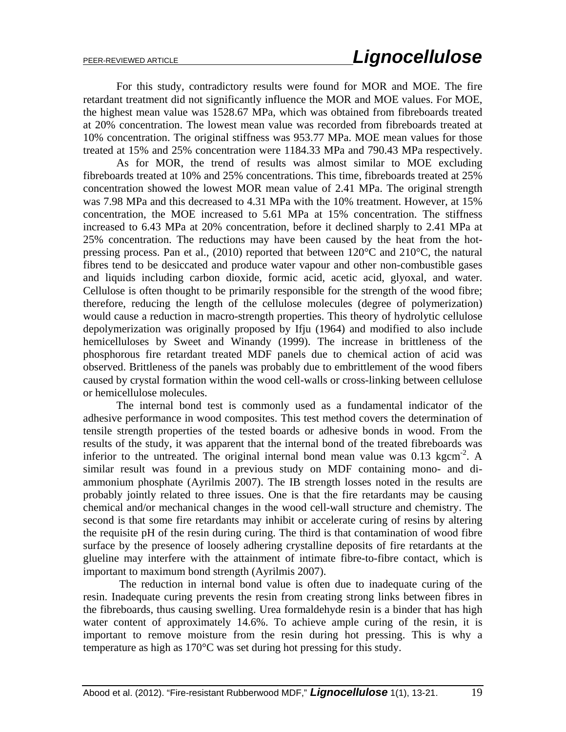For this study, contradictory results were found for MOR and MOE. The fire retardant treatment did not significantly influence the MOR and MOE values. For MOE, the highest mean value was 1528.67 MPa, which was obtained from fibreboards treated at 20% concentration. The lowest mean value was recorded from fibreboards treated at 10% concentration. The original stiffness was 953.77 MPa. MOE mean values for those treated at 15% and 25% concentration were 1184.33 MPa and 790.43 MPa respectively.

As for MOR, the trend of results was almost similar to MOE excluding fibreboards treated at 10% and 25% concentrations. This time, fibreboards treated at 25% concentration showed the lowest MOR mean value of 2.41 MPa. The original strength was 7.98 MPa and this decreased to 4.31 MPa with the 10% treatment. However, at 15% concentration, the MOE increased to 5.61 MPa at 15% concentration. The stiffness increased to 6.43 MPa at 20% concentration, before it declined sharply to 2.41 MPa at 25% concentration. The reductions may have been caused by the heat from the hot-pressing process. Pan et al., (2010) reported that between 120°C and 210°C, the natural fibres tend to be desiccated and produce water vapour and other non-combustible gases and liquids including carbon dioxide, formic acid, acetic acid, glyoxal, and water. Cellulose is often thought to be primarily responsible for the strength of the wood fibre; therefore, reducing the length of the cellulose molecules (degree of polymerization) would cause a reduction in macro-strength properties. This theory of hydrolytic cellulose depolymerization was originally proposed by Ifju (1964) and modified to also include hemicelluloses by Sweet and Winandy (1999). The increase in brittleness of the phosphorous fire retardant treated MDF panels due to chemical action of acid was observed. Brittleness of the panels was probably due to embrittlement of the wood fibers caused by crystal formation within the wood cell-walls or cross-linking between cellulose or hemicellulose molecules.

The internal bond test is commonly used as a fundamental indicator of the adhesive performance in wood composites. This test method covers the determination of tensile strength properties of the tested boards or adhesive bonds in wood. From the results of the study, it was apparent that the internal bond of the treated fibreboards was inferior to the untreated. The original internal bond mean value was 0.13 $kgcm^{-2}$. A similar result was found in a previous study on MDF containing mono- and di-ammonium phosphate (Ayrilmis 2007). The IB strength losses noted in the results are probably jointly related to three issues. One is that the fire retardants may be causing chemical and/or mechanical changes in the wood cell-wall structure and chemistry. The second is that some fire retardants may inhibit or accelerate curing of resins by altering the requisite pH of the resin during curing. The third is that contamination of wood fibre surface by the presence of loosely adhering crystalline deposits of fire retardants at the glueline may interfere with the attainment of intimate fibre-to-fibre contact, which is important to maximum bond strength (Ayrilmis 2007).

The reduction in internal bond value is often due to inadequate curing of the resin. Inadequate curing prevents the resin from creating strong links between fibres in the fibreboards, thus causing swelling. Urea formaldehyde resin is a binder that has high water content of approximately 14.6%. To achieve ample curing of the resin, it is important to remove moisture from the resin during hot pressing. This is why a temperature as high as 170°C was set during hot pressing for this study.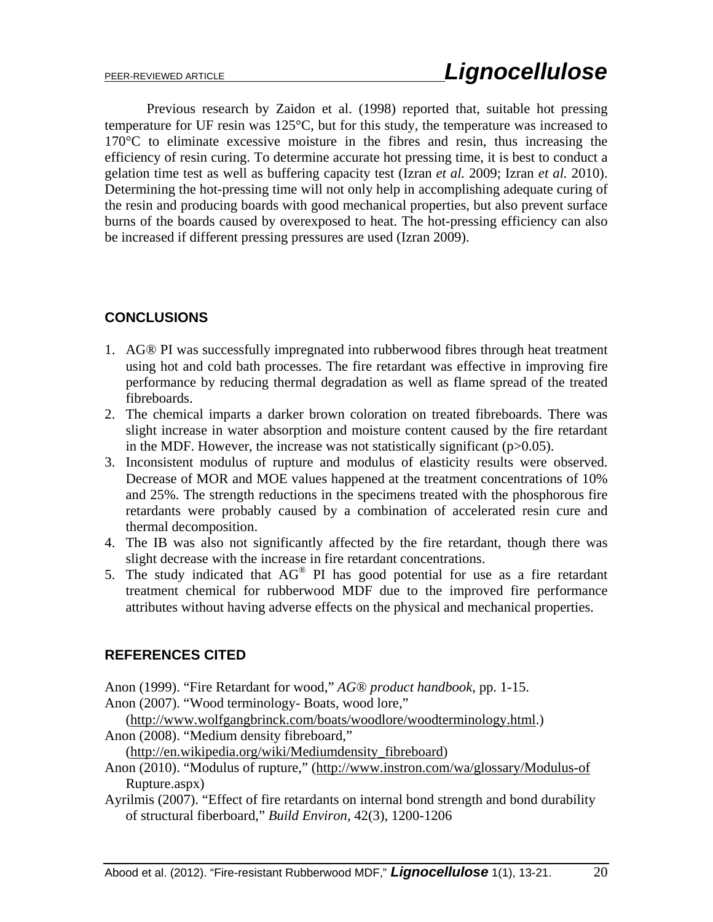Previous research by Zaidon et al. (1998) reported that, suitable hot pressing temperature for UF resin was 125°C, but for this study, the temperature was increased to 170°C to eliminate excessive moisture in the fibres and resin, thus increasing the efficiency of resin curing. To determine accurate hot pressing time, it is best to conduct a gelation time test as well as buffering capacity test (Izran *et al.* 2009; Izran *et al.* 2010). Determining the hot-pressing time will not only help in accomplishing adequate curing of the resin and producing boards with good mechanical properties, but also prevent surface burns of the boards caused by overexposed to heat. The hot-pressing efficiency can also be increased if different pressing pressures are used (Izran 2009).

## CONCLUSIONS

1. AG® PI was successfully impregnated into rubberwood fibres through heat treatment using hot and cold bath processes. The fire retardant was effective in improving fire performance by reducing thermal degradation as well as flame spread of the treated fibreboards.
2. The chemical imparts a darker brown coloration on treated fibreboards. There was slight increase in water absorption and moisture content caused by the fire retardant in the MDF. However, the increase was not statistically significant ($p>0.05$).
3. Inconsistent modulus of rupture and modulus of elasticity results were observed. Decrease of MOR and MOE values happened at the treatment concentrations of 10% and 25%. The strength reductions in the specimens treated with the phosphorous fire retardants were probably caused by a combination of accelerated resin cure and thermal decomposition.
4. The IB was also not significantly affected by the fire retardant, though there was slight decrease with the increase in fire retardant concentrations.
5. The study indicated that AG® PI has good potential for use as a fire retardant treatment chemical for rubberwood MDF due to the improved fire performance attributes without having adverse effects on the physical and mechanical properties.

## REFERENCES CITED

Anon (1999). "Fire Retardant for wood," *AG® product handbook*, pp. 1-15.

Anon (2007). "Wood terminology- Boats, wood lore," (http://www.wolfgangbrinck.com/boats/woodlore/woodterminology.html.)

Anon (2008). "Medium density fibreboard," (http://en.wikipedia.org/wiki/Mediumdensity_fibreboard)

Anon (2010). "Modulus of rupture," (http://www.instron.com/wa/glossary/Modulus-of Rupture.aspx)

Ayrilmis (2007). "Effect of fire retardants on internal bond strength and bond durability of structural fiberboard," *Build Environ*, 42(3), 1200-1206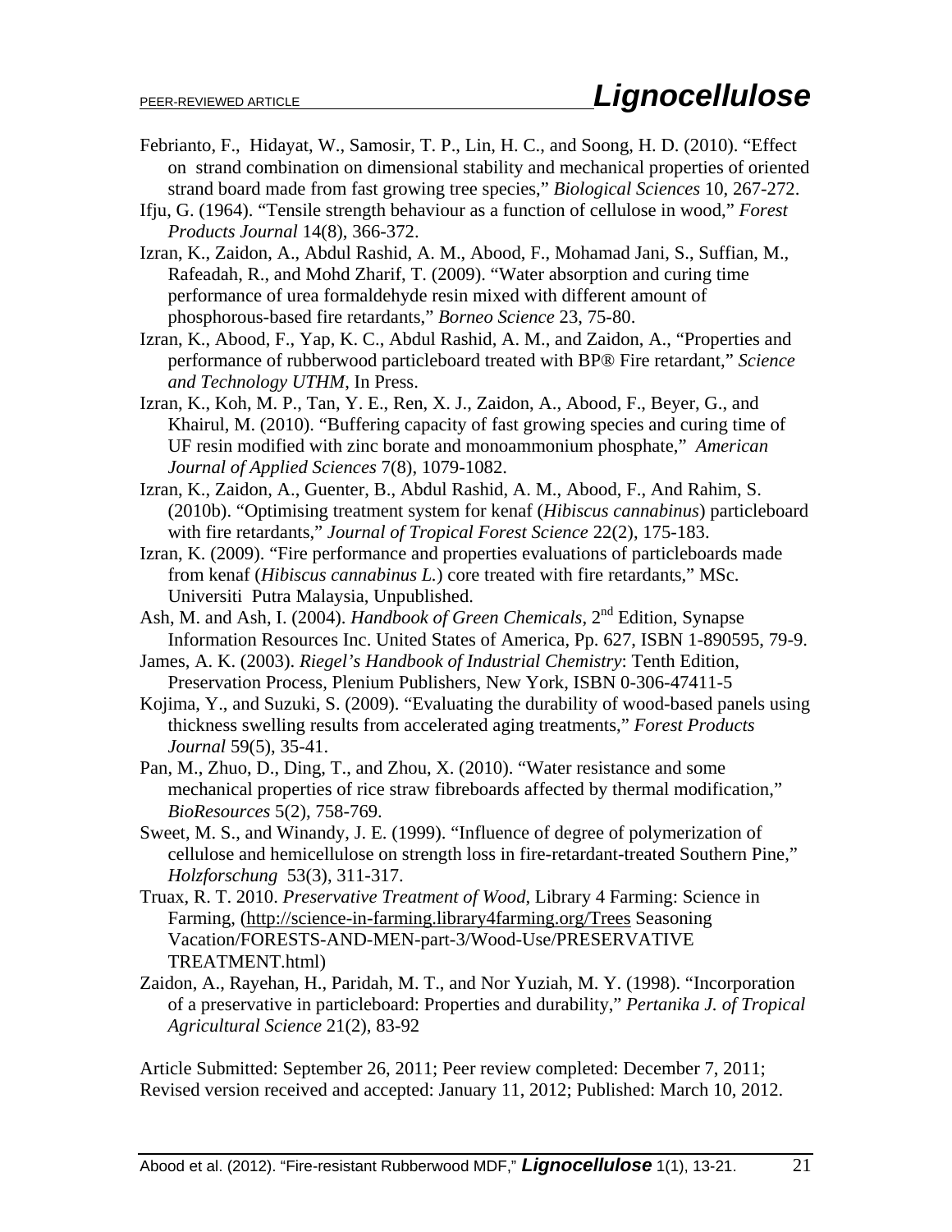Febrianto, F., Hidayat, W., Samosir, T. P., Lin, H. C., and Soong, H. D. (2010). "Effect on strand combination on dimensional stability and mechanical properties of oriented strand board made from fast growing tree species," *Biological Sciences* 10, 267-272.

Ifju, G. (1964). "Tensile strength behaviour as a function of cellulose in wood," *Forest Products Journal* 14(8), 366-372.

Izran, K., Zaidon, A., Abdul Rashid, A. M., Abood, F., Mohamad Jani, S., Suffian, M., Rafeadah, R., and Mohd Zharif, T. (2009). "Water absorption and curing time performance of urea formaldehyde resin mixed with different amount of phosphorous-based fire retardants," *Borneo Science* 23, 75-80.

Izran, K., Abood, F., Yap, K. C., Abdul Rashid, A. M., and Zaidon, A., "Properties and performance of rubberwood particleboard treated with BP® Fire retardant," *Science and Technology UTHM*, In Press.

Izran, K., Koh, M. P., Tan, Y. E., Ren, X. J., Zaidon, A., Abood, F., Beyer, G., and Khairul, M. (2010). "Buffering capacity of fast growing species and curing time of UF resin modified with zinc borate and monoammonium phosphate," *American Journal of Applied Sciences* 7(8), 1079-1082.

Izran, K., Zaidon, A., Guenter, B., Abdul Rashid, A. M., Abood, F., And Rahim, S. (2010b). "Optimising treatment system for kenaf (*Hibiscus cannabinus*) particleboard with fire retardants," *Journal of Tropical Forest Science* 22(2), 175-183.

Izran, K. (2009). "Fire performance and properties evaluations of particleboards made from kenaf (*Hibiscus cannabinus L.*) core treated with fire retardants," MSc. Universiti Putra Malaysia, Unpublished.

Ash, M. and Ash, I. (2004). *Handbook of Green Chemicals*, 2nd Edition, Synapse Information Resources Inc. United States of America, Pp. 627, ISBN 1-890595, 79-9.

James, A. K. (2003). *Riegel's Handbook of Industrial Chemistry*: Tenth Edition, Preservation Process, Plenium Publishers, New York, ISBN 0-306-47411-5

Kojima, Y., and Suzuki, S. (2009). "Evaluating the durability of wood-based panels using thickness swelling results from accelerated aging treatments," *Forest Products Journal* 59(5), 35-41.

Pan, M., Zhuo, D., Ding, T., and Zhou, X. (2010). "Water resistance and some mechanical properties of rice straw fibreboards affected by thermal modification," *BioResources* 5(2), 758-769.

Sweet, M. S., and Winandy, J. E. (1999). "Influence of degree of polymerization of cellulose and hemicellulose on strength loss in fire-retardant-treated Southern Pine," *Holzforschung* 53(3), 311-317.

Truax, R. T. 2010. *Preservative Treatment of Wood*, Library 4 Farming: Science in Farming, (http://science-in-farming.library4farming.org/Trees Seasoning Vacation/FORESTS-AND-MEN-part-3/Wood-Use/PRESERVATIVE TREATMENT.html)

Zaidon, A., Rayehan, H., Paridah, M. T., and Nor Yuziah, M. Y. (1998). "Incorporation of a preservative in particleboard: Properties and durability," *Pertanika J. of Tropical Agricultural Science* 21(2), 83-92

Article Submitted: September 26, 2011; Peer review completed: December 7, 2011; Revised version received and accepted: January 11, 2012; Published: March 10, 2012.